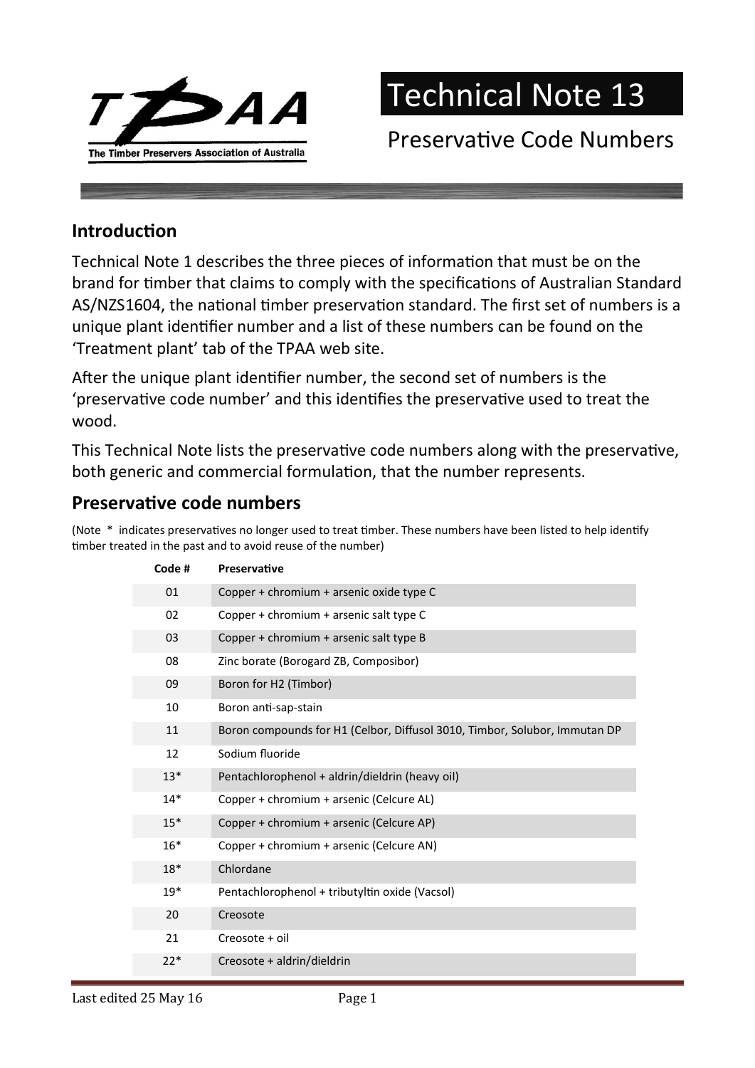# Technical Note 13

## Preservative Code Numbers

## Introduction

Technical Note 1 describes the three pieces of information that must be on the brand for timber that claims to comply with the specifications of Australian Standard AS/NZS1604, the national timber preservation standard. The first set of numbers is a unique plant identifier number and a list of these numbers can be found on the 'Treatment plant' tab of the TPAA web site.

After the unique plant identifier number, the second set of numbers is the 'preservative code number' and this identifies the preservative used to treat the wood.

This Technical Note lists the preservative code numbers along with the preservative, both generic and commercial formulation, that the number represents.

## Preservative code numbers

(Note * indicates preservatives no longer used to treat timber. These numbers have been listed to help identify timber treated in the past and to avoid reuse of the number)

| Code # | Preservative |
|---|---|
| 01 | Copper + chromium + arsenic oxide type C |
| 02 | Copper + chromium + arsenic salt type C |
| 03 | Copper + chromium + arsenic salt type B |
| 08 | Zinc borate (Borogard ZB, Composibor) |
| 09 | Boron for H2 (Timbor) |
| 10 | Boron anti-sap-stain |
| 11 | Boron compounds for H1 (Celbor, Diffusol 3010, Timbor, Solubor, Immutan DP |
| 12 | Sodium fluoride |
| 13* | Pentachlorophenol + aldrin/dieldrin (heavy oil) |
| 14* | Copper + chromium + arsenic (Celcure AL) |
| 15* | Copper + chromium + arsenic (Celcure AP) |
| 16* | Copper + chromium + arsenic (Celcure AN) |
| 18* | Chlordane |
| 19* | Pentachlorophenol + tributyltin oxide (Vacsol) |
| 20 | Creosote |
| 21 | Creosote + oil |
| 22* | Creosote + aldrin/dieldrin |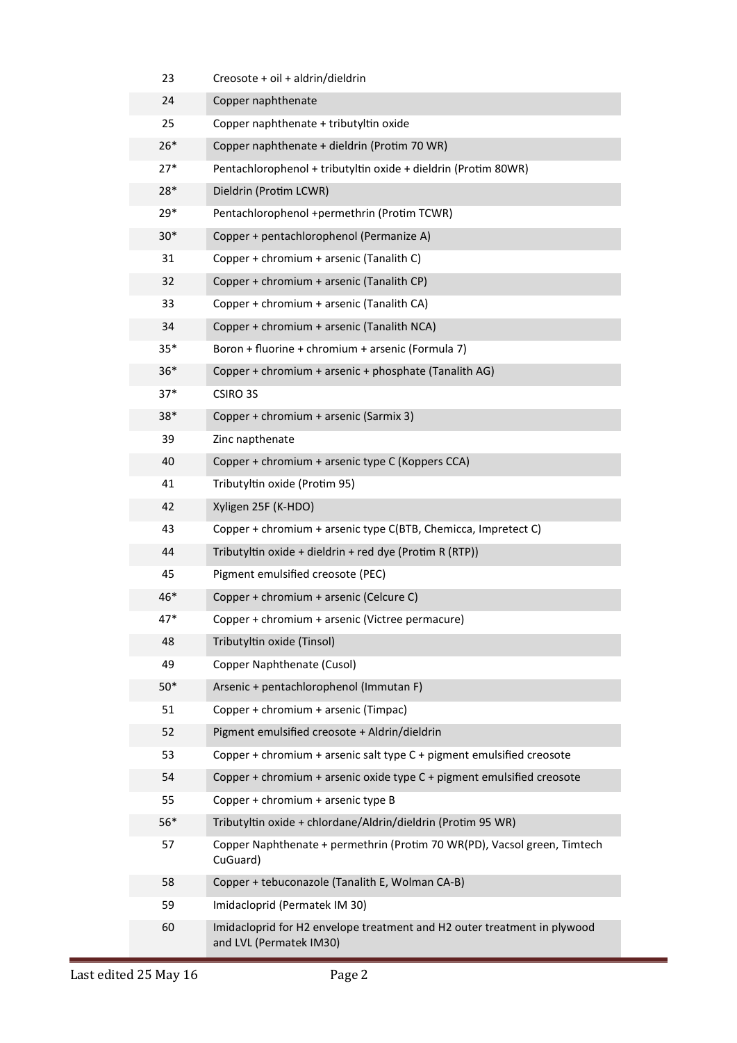| | |
|---|---|
| 23 | Creosote + oil + aldrin/dieldrin |
| 24 | Copper naphthenate |
| 25 | Copper naphthenate + tributyltin oxide |
| 26* | Copper naphthenate + dieldrin (Protim 70 WR) |
| 27* | Pentachlorophenol + tributyltin oxide + dieldrin (Protim 80WR) |
| 28* | Dieldrin (Protim LCWR) |
| 29* | Pentachlorophenol +permethrin (Protim TCWR) |
| 30* | Copper + pentachlorophenol (Permanize A) |
| 31 | Copper + chromium + arsenic (Tanalith C) |
| 32 | Copper + chromium + arsenic (Tanalith CP) |
| 33 | Copper + chromium + arsenic (Tanalith CA) |
| 34 | Copper + chromium + arsenic (Tanalith NCA) |
| 35* | Boron + fluorine + chromium + arsenic (Formula 7) |
| 36* | Copper + chromium + arsenic + phosphate (Tanalith AG) |
| 37* | CSIRO 3S |
| 38* | Copper + chromium + arsenic (Sarmix 3) |
| 39 | Zinc napthenate |
| 40 | Copper + chromium + arsenic type C (Koppers CCA) |
| 41 | Tributyltin oxide (Protim 95) |
| 42 | Xyligen 25F (K-HDO) |
| 43 | Copper + chromium + arsenic type C(BTB, Chemicca, Impretect C) |
| 44 | Tributyltin oxide + dieldrin + red dye (Protim R (RTP)) |
| 45 | Pigment emulsified creosote (PEC) |
| 46* | Copper + chromium + arsenic (Celcure C) |
| 47* | Copper + chromium + arsenic (Victree permacure) |
| 48 | Tributyltin oxide (Tinsol) |
| 49 | Copper Naphthenate (Cusol) |
| 50* | Arsenic + pentachlorophenol (Immutan F) |
| 51 | Copper + chromium + arsenic (Timpac) |
| 52 | Pigment emulsified creosote + Aldrin/dieldrin |
| 53 | Copper + chromium + arsenic salt type C + pigment emulsified creosote |
| 54 | Copper + chromium + arsenic oxide type C + pigment emulsified creosote |
| 55 | Copper + chromium + arsenic type B |
| 56* | Tributyltin oxide + chlordane/Aldrin/dieldrin (Protim 95 WR) |
| 57 | Copper Naphthenate + permethrin (Protim 70 WR(PD), Vacsol green, Timtech CuGuard) |
| 58 | Copper + tebuconazole (Tanalith E, Wolman CA-B) |
| 59 | Imidacloprid (Permatek IM 30) |
| 60 | Imidacloprid for H2 envelope treatment and H2 outer treatment in plywood and LVL (Permatek IM30) |

Last edited 25 May 16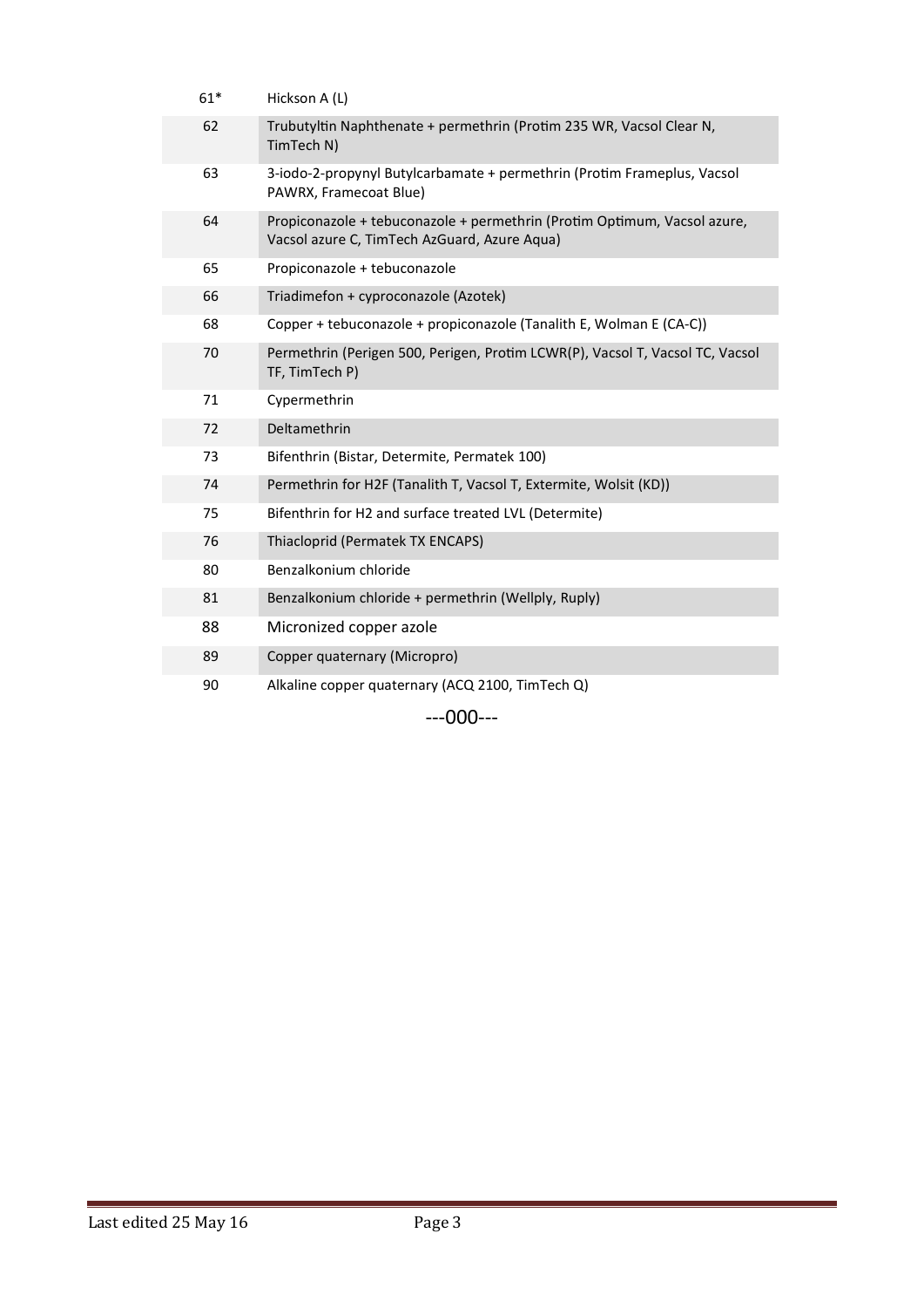| | |
|---|---|
| 61* | Hickson A (L) |
| 62 | Trubutyltin Naphthenate + permethrin (Protim 235 WR, Vacsol Clear N, TimTech N) |
| 63 | 3-iodo-2-propynyl Butylcarbamate + permethrin (Protim Frameplus, Vacsol PAWRX, Framecoat Blue) |
| 64 | Propiconazole + tebuconazole + permethrin (Protim Optimum, Vacsol azure, Vacsol azure C, TimTech AzGuard, Azure Aqua) |
| 65 | Propiconazole + tebuconazole |
| 66 | Triadimefon + cyproconazole (Azotek) |
| 68 | Copper + tebuconazole + propiconazole (Tanalith E, Wolman E (CA-C)) |
| 70 | Permethrin (Perigen 500, Perigen, Protim LCWR(P), Vacsol T, Vacsol TC, Vacsol TF, TimTech P) |
| 71 | Cypermethrin |
| 72 | Deltamethrin |
| 73 | Bifenthrin (Bistar, Determite, Permatek 100) |
| 74 | Permethrin for H2F (Tanalith T, Vacsol T, Extermite, Wolsit (KD)) |
| 75 | Bifenthrin for H2 and surface treated LVL (Determite) |
| 76 | Thiacloprid (Permatek TX ENCAPS) |
| 80 | Benzalkonium chloride |
| 81 | Benzalkonium chloride + permethrin (Wellply, Ruply) |
| 88 | Micronized copper azole |
| 89 | Copper quaternary (Micropro) |
| 90 | Alkaline copper quaternary (ACQ 2100, TimTech Q) |

---000---

Last edited 25 May 16